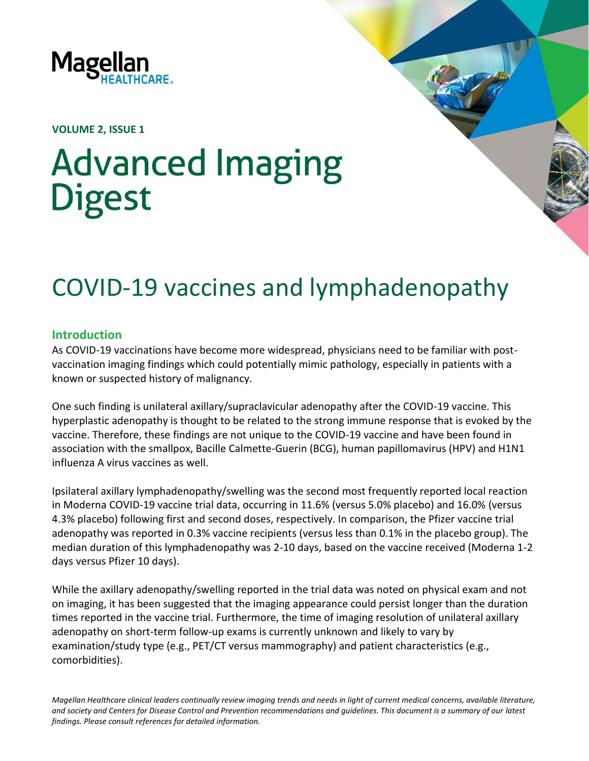Magellan HEALTHCARE

**VOLUME 2, ISSUE 1**

# Advanced Imaging Digest

# COVID-19 vaccines and lymphadenopathy

## Introduction

As COVID-19 vaccinations have become more widespread, physicians need to be familiar with post-vaccination imaging findings which could potentially mimic pathology, especially in patients with a known or suspected history of malignancy.

One such finding is unilateral axillary/supraclavicular adenopathy after the COVID-19 vaccine. This hyperplastic adenopathy is thought to be related to the strong immune response that is evoked by the vaccine. Therefore, these findings are not unique to the COVID-19 vaccine and have been found in association with the smallpox, Bacille Calmette-Guerin (BCG), human papillomavirus (HPV) and H1N1 influenza A virus vaccines as well.

Ipsilateral axillary lymphadenopathy/swelling was the second most frequently reported local reaction in Moderna COVID-19 vaccine trial data, occurring in 11.6% (versus 5.0% placebo) and 16.0% (versus 4.3% placebo) following first and second doses, respectively. In comparison, the Pfizer vaccine trial adenopathy was reported in 0.3% vaccine recipients (versus less than 0.1% in the placebo group). The median duration of this lymphadenopathy was 2-10 days, based on the vaccine received (Moderna 1-2 days versus Pfizer 10 days).

While the axillary adenopathy/swelling reported in the trial data was noted on physical exam and not on imaging, it has been suggested that the imaging appearance could persist longer than the duration times reported in the vaccine trial. Furthermore, the time of imaging resolution of unilateral axillary adenopathy on short-term follow-up exams is currently unknown and likely to vary by examination/study type (e.g., PET/CT versus mammography) and patient characteristics (e.g., comorbidities).

*Magellan Healthcare clinical leaders continually review imaging trends and needs in light of current medical concerns, available literature, and society and Centers for Disease Control and Prevention recommendations and guidelines. This document is a summary of our latest findings. Please consult references for detailed information.*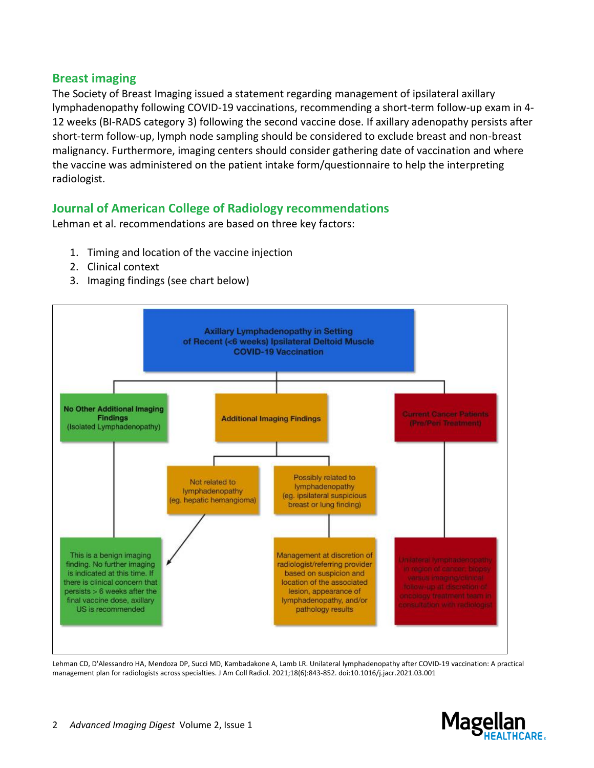## Breast imaging

The Society of Breast Imaging issued a statement regarding management of ipsilateral axillary lymphadenopathy following COVID-19 vaccinations, recommending a short-term follow-up exam in 4-12 weeks (BI-RADS category 3) following the second vaccine dose. If axillary adenopathy persists after short-term follow-up, lymph node sampling should be considered to exclude breast and non-breast malignancy. Furthermore, imaging centers should consider gathering date of vaccination and where the vaccine was administered on the patient intake form/questionnaire to help the interpreting radiologist.

## Journal of American College of Radiology recommendations

Lehman et al. recommendations are based on three key factors:

1. Timing and location of the vaccine injection
2. Clinical context
3. Imaging findings (see chart below)

**Axillary Lymphadenopathy in Setting of Recent (<6 weeks) Ipsilateral Deltoid Muscle COVID-19 Vaccination**

- **No Other Additional Imaging Findings** (Isolated Lymphadenopathy)
  - This is a benign imaging finding. No further imaging is indicated at this time. If there is clinical concern that persists > 6 weeks after the final vaccine dose, axillary US is recommended
- **Additional Imaging Findings**
  - Not related to lymphadenopathy (eg. hepatic hemangioma)
    - → This is a benign imaging finding. No further imaging is indicated at this time. If there is clinical concern that persists > 6 weeks after the final vaccine dose, axillary US is recommended
  - Possibly related to lymphadenopathy (eg. ipsilateral suspicious breast or lung finding)
    - Management at discretion of radiologist/referring provider based on suspicion and location of the associated lesion, appearance of lymphadenopathy, and/or pathology results
- **Current Cancer Patients (Pre/Peri Treatment)**
  - Unilateral lymphadenopathy in region of cancer, biopsy versus imaging/clinical follow-up at discretion of oncology treatment team in consultation with radiologist

Lehman CD, D'Alessandro HA, Mendoza DP, Succi MD, Kambadakone A, Lamb LR. Unilateral lymphadenopathy after COVID-19 vaccination: A practical management plan for radiologists across specialties. J Am Coll Radiol. 2021;18(6):843-852. doi:10.1016/j.jacr.2021.03.001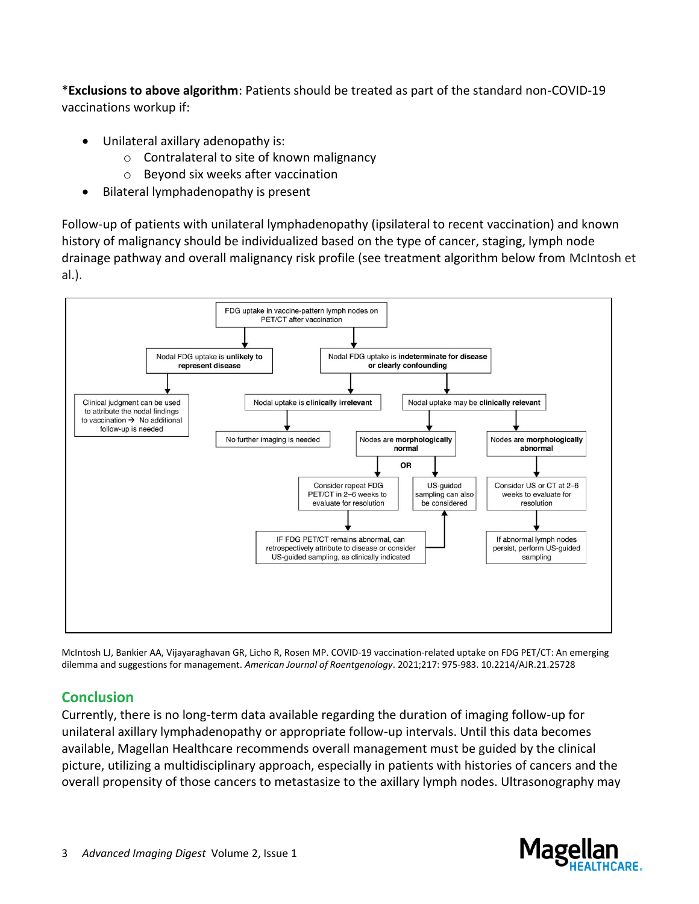*__Exclusions to above algorithm__: Patients should be treated as part of the standard non-COVID-19 vaccinations workup if:

- Unilateral axillary adenopathy is:
  - Contralateral to site of known malignancy
  - Beyond six weeks after vaccination
- Bilateral lymphadenopathy is present

Follow-up of patients with unilateral lymphadenopathy (ipsilateral to recent vaccination) and known history of malignancy should be individualized based on the type of cancer, staging, lymph node drainage pathway and overall malignancy risk profile (see treatment algorithm below from McIntosh et al.).

- FDG uptake in vaccine-pattern lymph nodes on PET/CT after vaccination
  - Nodal FDG uptake is **unlikely to represent disease**
    - Clinical judgment can be used to attribute the nodal findings to vaccination → No additional follow-up is needed
  - Nodal FDG uptake is **indeterminate for disease or clearly confounding**
    - Nodal uptake is **clinically irrelevant**
      - No further imaging is needed
    - Nodal uptake may be **clinically relevant**
      - Nodes are **morphologically normal**
        - Consider repeat FDG PET/CT in 2–6 weeks to evaluate for resolution
          - IF FDG PET/CT remains abnormal, can retrospectively attribute to disease or consider US-guided sampling, as clinically indicated
        - **OR**
        - US-guided sampling can also be considered
      - Nodes are **morphologically abnormal**
        - Consider US or CT at 2–6 weeks to evaluate for resolution
          - If abnormal lymph nodes persist, perform US-guided sampling

McIntosh LJ, Bankier AA, Vijayaraghavan GR, Licho R, Rosen MP. COVID-19 vaccination-related uptake on FDG PET/CT: An emerging dilemma and suggestions for management. *American Journal of Roentgenology*. 2021;217: 975-983. 10.2214/AJR.21.25728

## Conclusion

Currently, there is no long-term data available regarding the duration of imaging follow-up for unilateral axillary lymphadenopathy or appropriate follow-up intervals. Until this data becomes available, Magellan Healthcare recommends overall management must be guided by the clinical picture, utilizing a multidisciplinary approach, especially in patients with histories of cancers and the overall propensity of those cancers to metastasize to the axillary lymph nodes. Ultrasonography may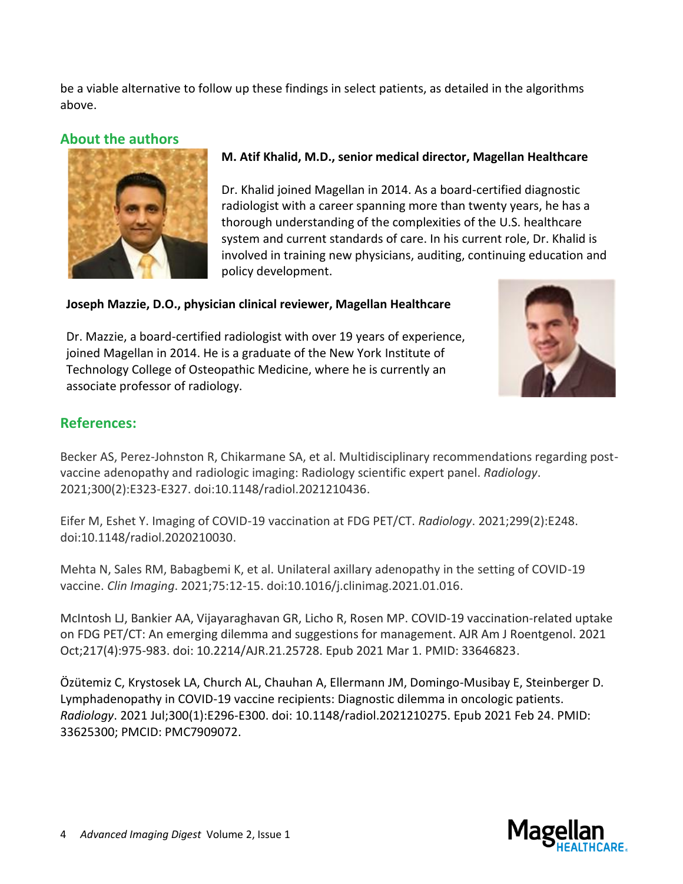be a viable alternative to follow up these findings in select patients, as detailed in the algorithms above.

## About the authors

**M. Atif Khalid, M.D., senior medical director, Magellan Healthcare**

Dr. Khalid joined Magellan in 2014. As a board-certified diagnostic radiologist with a career spanning more than twenty years, he has a thorough understanding of the complexities of the U.S. healthcare system and current standards of care. In his current role, Dr. Khalid is involved in training new physicians, auditing, continuing education and policy development.

**Joseph Mazzie, D.O., physician clinical reviewer, Magellan Healthcare**

Dr. Mazzie, a board-certified radiologist with over 19 years of experience, joined Magellan in 2014. He is a graduate of the New York Institute of Technology College of Osteopathic Medicine, where he is currently an associate professor of radiology.

## References:

Becker AS, Perez-Johnston R, Chikarmane SA, et al. Multidisciplinary recommendations regarding post-vaccine adenopathy and radiologic imaging: Radiology scientific expert panel. *Radiology*. 2021;300(2):E323-E327. doi:10.1148/radiol.2021210436.

Eifer M, Eshet Y. Imaging of COVID-19 vaccination at FDG PET/CT. *Radiology*. 2021;299(2):E248. doi:10.1148/radiol.2020210030.

Mehta N, Sales RM, Babagbemi K, et al. Unilateral axillary adenopathy in the setting of COVID-19 vaccine. *Clin Imaging*. 2021;75:12-15. doi:10.1016/j.clinimag.2021.01.016.

McIntosh LJ, Bankier AA, Vijayaraghavan GR, Licho R, Rosen MP. COVID-19 vaccination-related uptake on FDG PET/CT: An emerging dilemma and suggestions for management. AJR Am J Roentgenol. 2021 Oct;217(4):975-983. doi: 10.2214/AJR.21.25728. Epub 2021 Mar 1. PMID: 33646823.

Özütemiz C, Krystosek LA, Church AL, Chauhan A, Ellermann JM, Domingo-Musibay E, Steinberger D. Lymphadenopathy in COVID-19 vaccine recipients: Diagnostic dilemma in oncologic patients. *Radiology*. 2021 Jul;300(1):E296-E300. doi: 10.1148/radiol.2021210275. Epub 2021 Feb 24. PMID: 33625300; PMCID: PMC7909072.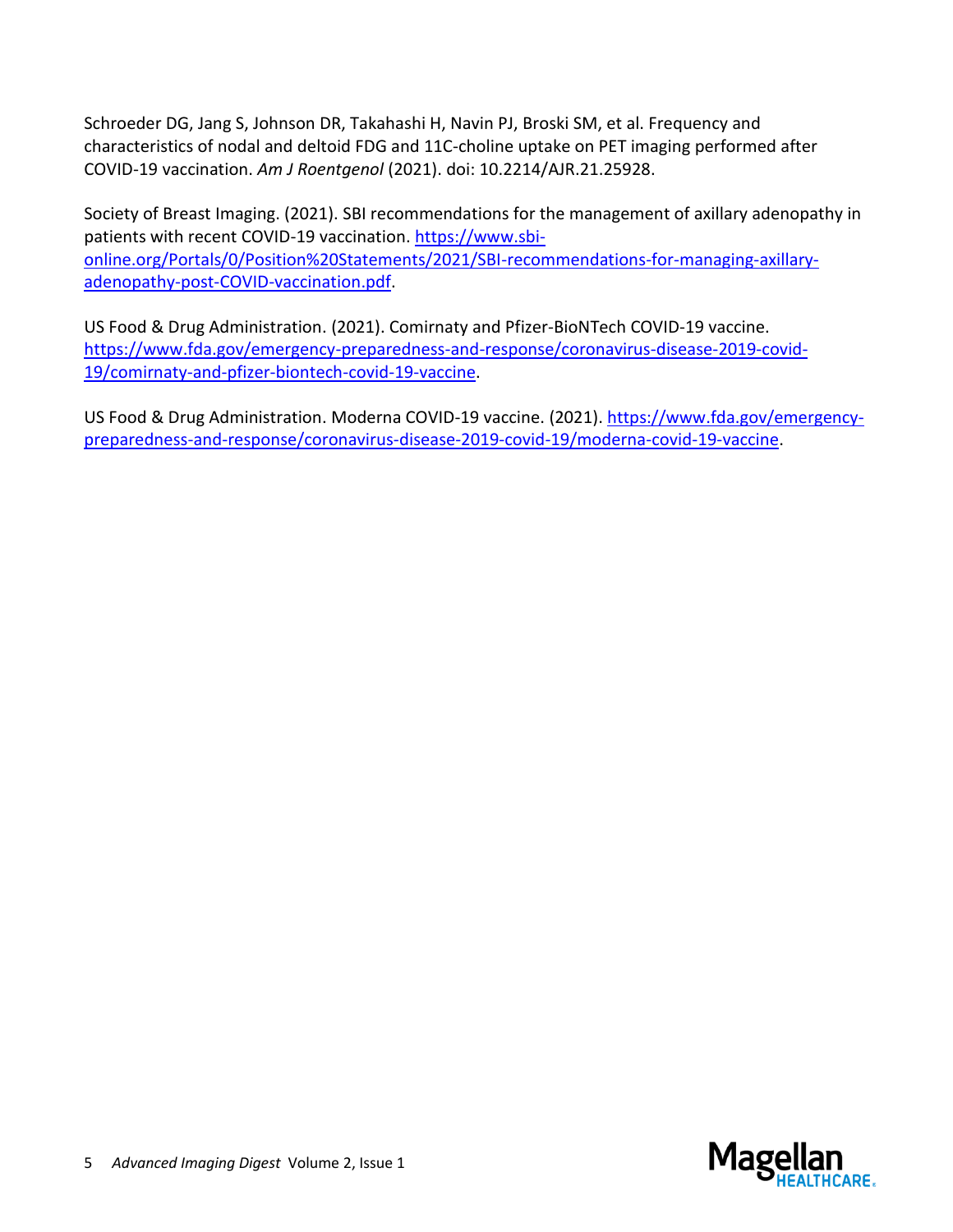Schroeder DG, Jang S, Johnson DR, Takahashi H, Navin PJ, Broski SM, et al. Frequency and characteristics of nodal and deltoid FDG and 11C-choline uptake on PET imaging performed after COVID-19 vaccination. *Am J Roentgenol* (2021). doi: 10.2214/AJR.21.25928.

Society of Breast Imaging. (2021). SBI recommendations for the management of axillary adenopathy in patients with recent COVID-19 vaccination. https://www.sbi-online.org/Portals/0/Position%20Statements/2021/SBI-recommendations-for-managing-axillary-adenopathy-post-COVID-vaccination.pdf.

US Food & Drug Administration. (2021). Comirnaty and Pfizer-BioNTech COVID-19 vaccine. https://www.fda.gov/emergency-preparedness-and-response/coronavirus-disease-2019-covid-19/comirnaty-and-pfizer-biontech-covid-19-vaccine.

US Food & Drug Administration. Moderna COVID-19 vaccine. (2021). https://www.fda.gov/emergency-preparedness-and-response/coronavirus-disease-2019-covid-19/moderna-covid-19-vaccine.